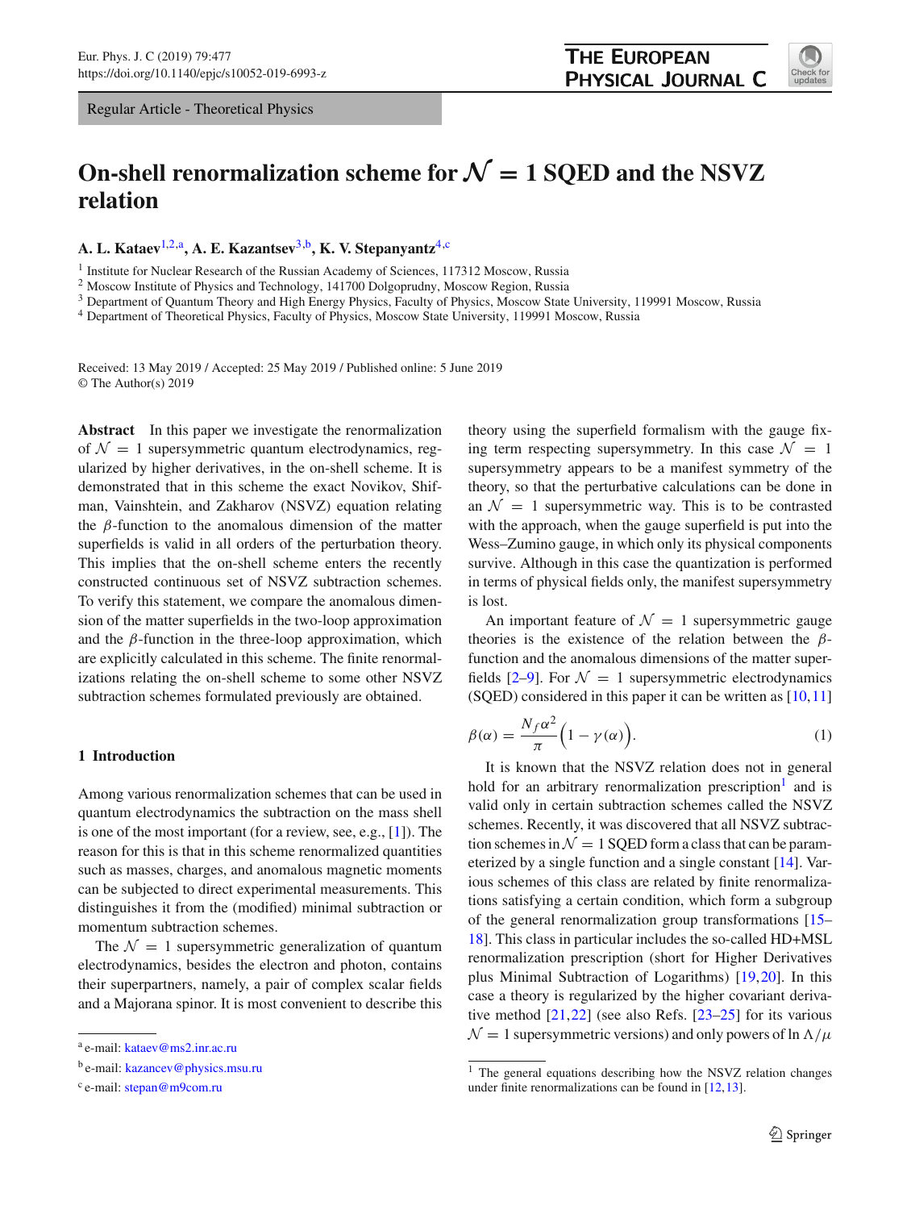Regular Article - Theoretical Physics

# On-shell renormalization scheme for $\mathcal{N}=1$ SQED and the NSVZ relation

**A. L. Kataev**[1,2,a], **A. E. Kazantsev**[3,b], **K. V. Stepanyantz**[4,c]

[1] Institute for Nuclear Research of the Russian Academy of Sciences, 117312 Moscow, Russia
[2] Moscow Institute of Physics and Technology, 141700 Dolgoprudny, Moscow Region, Russia
[3] Department of Quantum Theory and High Energy Physics, Faculty of Physics, Moscow State University, 119991 Moscow, Russia
[4] Department of Theoretical Physics, Faculty of Physics, Moscow State University, 119991 Moscow, Russia

Received: 13 May 2019 / Accepted: 25 May 2019 / Published online: 5 June 2019
© The Author(s) 2019

**Abstract** In this paper we investigate the renormalization of $\mathcal{N}=1$ supersymmetric quantum electrodynamics, regularized by higher derivatives, in the on-shell scheme. It is demonstrated that in this scheme the exact Novikov, Shifman, Vainshtein, and Zakharov (NSVZ) equation relating the $\beta$-function to the anomalous dimension of the matter superfields is valid in all orders of the perturbation theory. This implies that the on-shell scheme enters the recently constructed continuous set of NSVZ subtraction schemes. To verify this statement, we compare the anomalous dimension of the matter superfields in the two-loop approximation and the $\beta$-function in the three-loop approximation, which are explicitly calculated in this scheme. The finite renormalizations relating the on-shell scheme to some other NSVZ subtraction schemes formulated previously are obtained.

## 1 Introduction

Among various renormalization schemes that can be used in quantum electrodynamics the subtraction on the mass shell is one of the most important (for a review, see, e.g., [1]). The reason for this is that in this scheme renormalized quantities such as masses, charges, and anomalous magnetic moments can be subjected to direct experimental measurements. This distinguishes it from the (modified) minimal subtraction or momentum subtraction schemes.

The $\mathcal{N}=1$ supersymmetric generalization of quantum electrodynamics, besides the electron and photon, contains their superpartners, namely, a pair of complex scalar fields and a Majorana spinor. It is most convenient to describe this theory using the superfield formalism with the gauge fixing term respecting supersymmetry. In this case $\mathcal{N}=1$ supersymmetry appears to be a manifest symmetry of the theory, so that the perturbative calculations can be done in an $\mathcal{N}=1$ supersymmetric way. This is to be contrasted with the approach, when the gauge superfield is put into the Wess–Zumino gauge, in which only its physical components survive. Although in this case the quantization is performed in terms of physical fields only, the manifest supersymmetry is lost.

An important feature of $\mathcal{N}=1$ supersymmetric gauge theories is the existence of the relation between the $\beta$-function and the anomalous dimensions of the matter superfields [2–9]. For $\mathcal{N}=1$ supersymmetric electrodynamics (SQED) considered in this paper it can be written as [10,11]

$$\beta(\alpha)=\frac{N_f\alpha^2}{\pi}\Big(1-\gamma(\alpha)\Big). \qquad (1)$$

It is known that the NSVZ relation does not in general hold for an arbitrary renormalization prescription[1] and is valid only in certain subtraction schemes called the NSVZ schemes. Recently, it was discovered that all NSVZ subtraction schemes in $\mathcal{N}=1$ SQED form a class that can be parameterized by a single function and a single constant [14]. Various schemes of this class are related by finite renormalizations satisfying a certain condition, which form a subgroup of the general renormalization group transformations [15–18]. This class in particular includes the so-called HD+MSL renormalization prescription (short for Higher Derivatives plus Minimal Subtraction of Logarithms) [19,20]. In this case a theory is regularized by the higher covariant derivative method [21,22] (see also Refs. [23–25] for its various $\mathcal{N}=1$ supersymmetric versions) and only powers of $\ln\Lambda/\mu$

---

[a] e-mail: kataev@ms2.inr.ac.ru
[b] e-mail: kazancev@physics.msu.ru
[c] e-mail: stepan@m9com.ru

[1] The general equations describing how the NSVZ relation changes under finite renormalizations can be found in [12,13].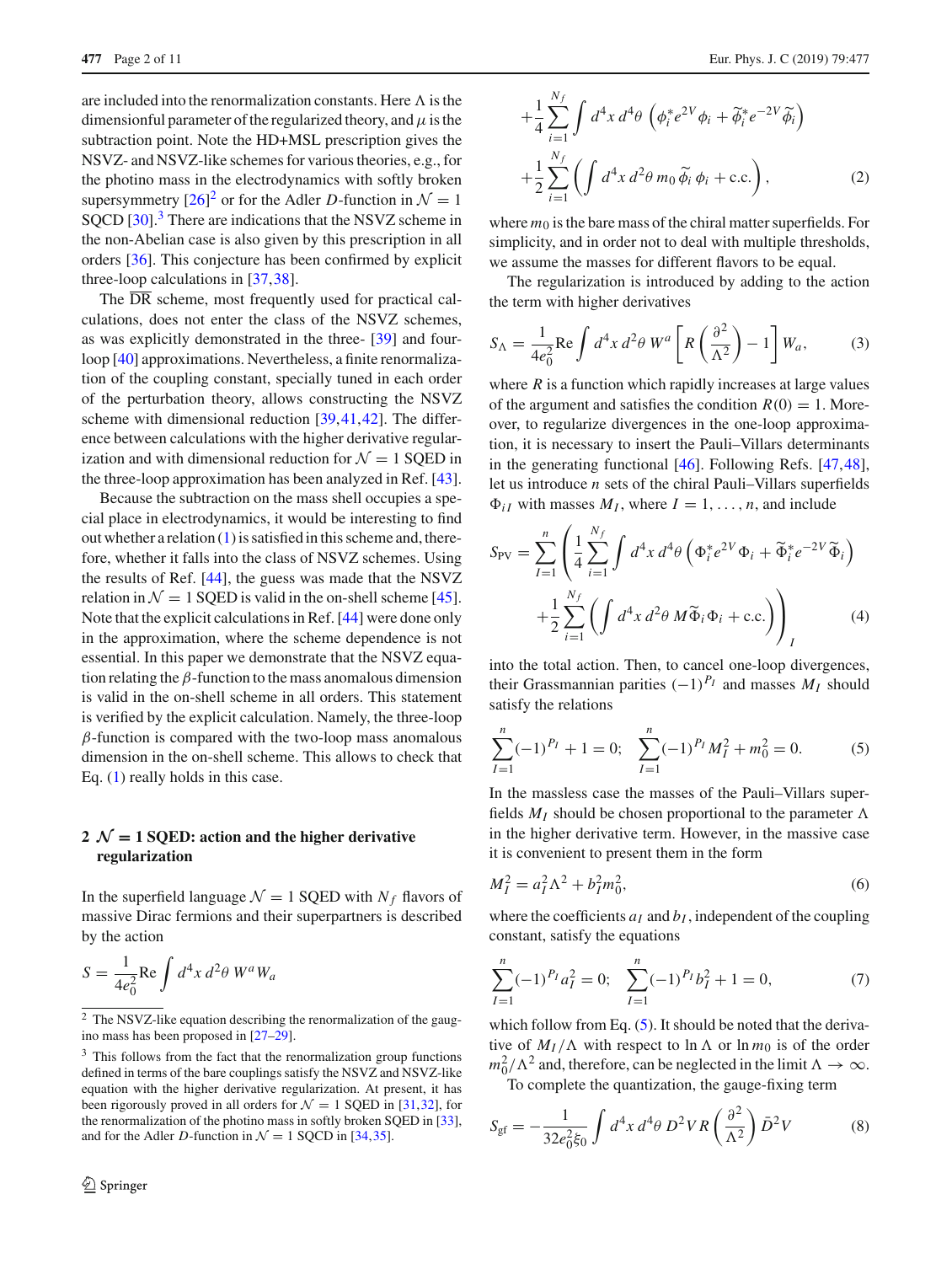are included into the renormalization constants. Here $\Lambda$ is the dimensionful parameter of the regularized theory, and $\mu$ is the subtraction point. Note the HD+MSL prescription gives the NSVZ- and NSVZ-like schemes for various theories, e.g., for the photino mass in the electrodynamics with softly broken supersymmetry [26][2] or for the Adler $D$-function in $\mathcal{N}=1$ SQCD [30].[3] There are indications that the NSVZ scheme in the non-Abelian case is also given by this prescription in all orders [36]. This conjecture has been confirmed by explicit three-loop calculations in [37,38].

The $\overline{\text{DR}}$ scheme, most frequently used for practical calculations, does not enter the class of the NSVZ schemes, as was explicitly demonstrated in the three- [39] and four-loop [40] approximations. Nevertheless, a finite renormalization of the coupling constant, specially tuned in each order of the perturbation theory, allows constructing the NSVZ scheme with dimensional reduction [39,41,42]. The difference between calculations with the higher derivative regularization and with dimensional reduction for $\mathcal{N}=1$ SQED in the three-loop approximation has been analyzed in Ref. [43].

Because the subtraction on the mass shell occupies a special place in electrodynamics, it would be interesting to find out whether a relation (1) is satisfied in this scheme and, therefore, whether it falls into the class of NSVZ schemes. Using the results of Ref. [44], the guess was made that the NSVZ relation in $\mathcal{N}=1$ SQED is valid in the on-shell scheme [45]. Note that the explicit calculations in Ref. [44] were done only in the approximation, where the scheme dependence is not essential. In this paper we demonstrate that the NSVZ equation relating the $\beta$-function to the mass anomalous dimension is valid in the on-shell scheme in all orders. This statement is verified by the explicit calculation. Namely, the three-loop $\beta$-function is compared with the two-loop mass anomalous dimension in the on-shell scheme. This allows to check that Eq. (1) really holds in this case.

## 2 $\mathcal{N}=1$ SQED: action and the higher derivative regularization

In the superfield language $\mathcal{N}=1$ SQED with $N_f$ flavors of massive Dirac fermions and their superpartners is described by the action

$$S=\frac{1}{4e_0^2}\text{Re}\int d^4x\, d^2\theta\, W^a W_a$$
$$+\frac{1}{4}\sum_{i=1}^{N_f}\int d^4x\, d^4\theta\,\left(\phi_i^* e^{2V}\phi_i+\widetilde{\phi}_i^* e^{-2V}\widetilde{\phi}_i\right)$$
$$+\frac{1}{2}\sum_{i=1}^{N_f}\left(\int d^4x\, d^2\theta\, m_0\,\widetilde{\phi}_i\,\phi_i+\text{c.c.}\right),\qquad (2)$$

where $m_0$ is the bare mass of the chiral matter superfields. For simplicity, and in order not to deal with multiple thresholds, we assume the masses for different flavors to be equal.

The regularization is introduced by adding to the action the term with higher derivatives

$$S_\Lambda=\frac{1}{4e_0^2}\text{Re}\int d^4x\, d^2\theta\, W^a\left[R\left(\frac{\partial^2}{\Lambda^2}\right)-1\right]W_a,\qquad (3)$$

where $R$ is a function which rapidly increases at large values of the argument and satisfies the condition $R(0)=1$. Moreover, to regularize divergences in the one-loop approximation, it is necessary to insert the Pauli–Villars determinants in the generating functional [46]. Following Refs. [47,48], let us introduce $n$ sets of the chiral Pauli–Villars superfields $\Phi_{iI}$ with masses $M_I$, where $I=1,\ldots,n$, and include

$$S_{\text{PV}}=\sum_{I=1}^{n}\left(\frac{1}{4}\sum_{i=1}^{N_f}\int d^4x\, d^4\theta\left(\Phi_i^* e^{2V}\Phi_i+\widetilde{\Phi}_i^* e^{-2V}\widetilde{\Phi}_i\right)\right.$$
$$\left.+\frac{1}{2}\sum_{i=1}^{N_f}\left(\int d^4x\, d^2\theta\, M\widetilde{\Phi}_i\Phi_i+\text{c.c.}\right)\right)_I\qquad (4)$$

into the total action. Then, to cancel one-loop divergences, their Grassmannian parities $(-1)^{P_I}$ and masses $M_I$ should satisfy the relations

$$\sum_{I=1}^{n}(-1)^{P_I}+1=0;\quad \sum_{I=1}^{n}(-1)^{P_I}M_I^2+m_0^2=0.\qquad (5)$$

In the massless case the masses of the Pauli–Villars superfields $M_I$ should be chosen proportional to the parameter $\Lambda$ in the higher derivative term. However, in the massive case it is convenient to present them in the form

$$M_I^2=a_I^2\Lambda^2+b_I^2 m_0^2,\qquad (6)$$

where the coefficients $a_I$ and $b_I$, independent of the coupling constant, satisfy the equations

$$\sum_{I=1}^{n}(-1)^{P_I}a_I^2=0;\quad \sum_{I=1}^{n}(-1)^{P_I}b_I^2+1=0,\qquad (7)$$

which follow from Eq. (5). It should be noted that the derivative of $M_I/\Lambda$ with respect to $\ln\Lambda$ or $\ln m_0$ is of the order $m_0^2/\Lambda^2$ and, therefore, can be neglected in the limit $\Lambda\to\infty$.

To complete the quantization, the gauge-fixing term

$$S_{\text{gf}}=-\frac{1}{32e_0^2\xi_0}\int d^4x\, d^4\theta\, D^2V\,R\left(\frac{\partial^2}{\Lambda^2}\right)\bar{D}^2V\qquad (8)$$

---

[2] The NSVZ-like equation describing the renormalization of the gaugino mass has been proposed in [27–29].

[3] This follows from the fact that the renormalization group functions defined in terms of the bare couplings satisfy the NSVZ and NSVZ-like equation with the higher derivative regularization. At present, it has been rigorously proved in all orders for $\mathcal{N}=1$ SQED in [31,32], for the renormalization of the photino mass in softly broken SQED in [33], and for the Adler $D$-function in $\mathcal{N}=1$ SQCD in [34,35].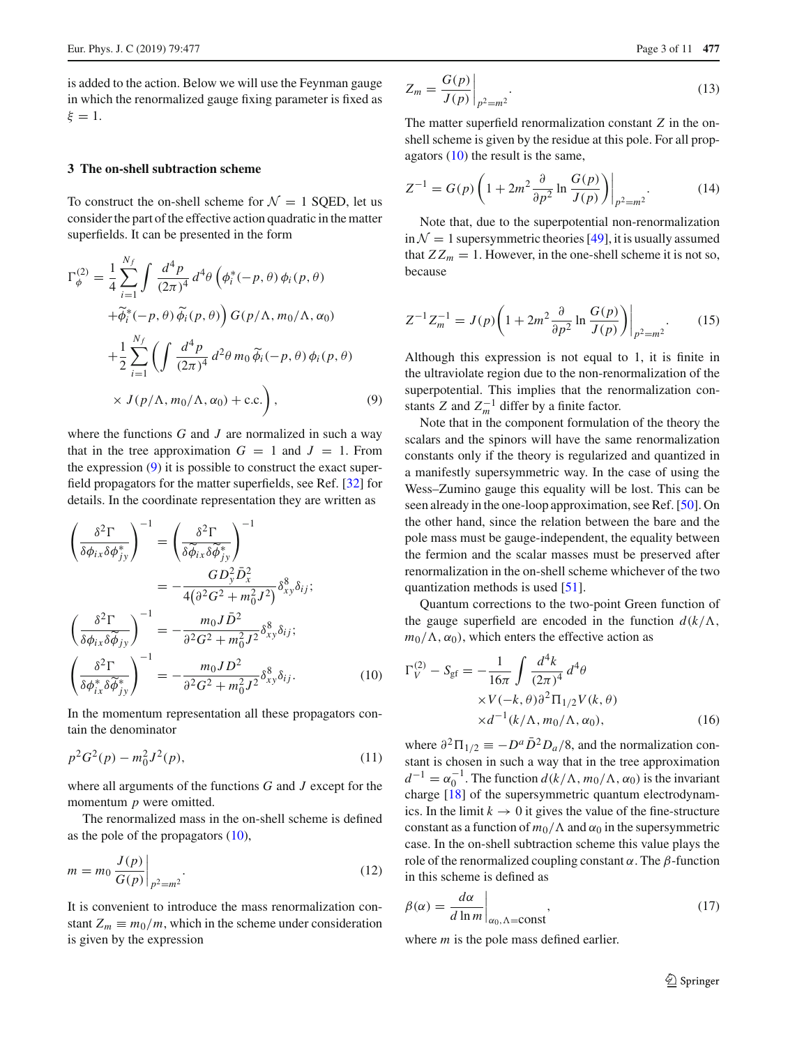is added to the action. Below we will use the Feynman gauge in which the renormalized gauge fixing parameter is fixed as $\xi = 1$.

## 3 The on-shell subtraction scheme

To construct the on-shell scheme for $\mathcal{N}=1$ SQED, let us consider the part of the effective action quadratic in the matter superfields. It can be presented in the form

$$
\begin{aligned}
\Gamma^{(2)}_\phi &= \frac{1}{4}\sum_{i=1}^{N_f}\int \frac{d^4p}{(2\pi)^4}\, d^4\theta\, \Big(\phi_i^*(-p,\theta)\,\phi_i(p,\theta) \\
&\quad + \widetilde{\phi}_i^*(-p,\theta)\,\widetilde{\phi}_i(p,\theta)\Big)\, G(p/\Lambda, m_0/\Lambda, \alpha_0) \\
&\quad + \frac{1}{2}\sum_{i=1}^{N_f}\bigg(\int \frac{d^4p}{(2\pi)^4}\, d^2\theta\, m_0\, \widetilde{\phi}_i(-p,\theta)\,\phi_i(p,\theta) \\
&\quad \times J(p/\Lambda, m_0/\Lambda, \alpha_0) + \text{c.c.}\bigg),
\end{aligned}
\tag{9}
$$

where the functions $G$ and $J$ are normalized in such a way that in the tree approximation $G=1$ and $J=1$. From the expression (9) it is possible to construct the exact superfield propagators for the matter superfields, see Ref. [32] for details. In the coordinate representation they are written as

$$
\begin{aligned}
\left(\frac{\delta^2\Gamma}{\delta\phi_{ix}\delta\phi^*_{jy}}\right)^{-1} &= \left(\frac{\delta^2\Gamma}{\delta\widetilde{\phi}_{ix}\delta\widetilde{\phi}^*_{jy}}\right)^{-1} \\
&= -\frac{G D_y^2\bar{D}_x^2}{4\big(\partial^2 G^2 + m_0^2 J^2\big)}\delta^8_{xy}\delta_{ij}; \\
\left(\frac{\delta^2\Gamma}{\delta\phi_{ix}\delta\widetilde{\phi}_{jy}}\right)^{-1} &= -\frac{m_0 J \bar{D}^2}{\partial^2 G^2 + m_0^2 J^2}\delta^8_{xy}\delta_{ij}; \\
\left(\frac{\delta^2\Gamma}{\delta\phi^*_{ix}\delta\widetilde{\phi}^*_{jy}}\right)^{-1} &= -\frac{m_0 J D^2}{\partial^2 G^2 + m_0^2 J^2}\delta^8_{xy}\delta_{ij}.
\end{aligned}
\tag{10}
$$

In the momentum representation all these propagators contain the denominator

$$
p^2 G^2(p) - m_0^2 J^2(p), \tag{11}
$$

where all arguments of the functions $G$ and $J$ except for the momentum $p$ were omitted.

The renormalized mass in the on-shell scheme is defined as the pole of the propagators (10),

$$
m = m_0 \frac{J(p)}{G(p)}\bigg|_{p^2=m^2}. \tag{12}
$$

It is convenient to introduce the mass renormalization constant $Z_m \equiv m_0/m$, which in the scheme under consideration is given by the expression

$$
Z_m = \frac{G(p)}{J(p)}\bigg|_{p^2=m^2}. \tag{13}
$$

The matter superfield renormalization constant $Z$ in the on-shell scheme is given by the residue at this pole. For all propagators (10) the result is the same,

$$
Z^{-1} = G(p)\left(1 + 2m^2\frac{\partial}{\partial p^2}\ln\frac{G(p)}{J(p)}\right)\bigg|_{p^2=m^2}. \tag{14}
$$

Note that, due to the superpotential non-renormalization in $\mathcal{N}=1$ supersymmetric theories [49], it is usually assumed that $ZZ_m = 1$. However, in the one-shell scheme it is not so, because

$$
Z^{-1}Z_m^{-1} = J(p)\bigg(1 + 2m^2\frac{\partial}{\partial p^2}\ln\frac{G(p)}{J(p)}\bigg)\bigg|_{p^2=m^2}. \tag{15}
$$

Although this expression is not equal to 1, it is finite in the ultraviolate region due to the non-renormalization of the superpotential. This implies that the renormalization constants $Z$ and $Z_m^{-1}$ differ by a finite factor.

Note that in the component formulation of the theory the scalars and the spinors will have the same renormalization constants only if the theory is regularized and quantized in a manifestly supersymmetric way. In the case of using the Wess–Zumino gauge this equality will be lost. This can be seen already in the one-loop approximation, see Ref. [50]. On the other hand, since the relation between the bare and the pole mass must be gauge-independent, the equality between the fermion and the scalar masses must be preserved after renormalization in the on-shell scheme whichever of the two quantization methods is used [51].

Quantum corrections to the two-point Green function of the gauge superfield are encoded in the function $d(k/\Lambda, m_0/\Lambda, \alpha_0)$, which enters the effective action as

$$
\begin{aligned}
\Gamma^{(2)}_V - S_{\text{gf}} &= -\frac{1}{16\pi}\int\frac{d^4k}{(2\pi)^4}\, d^4\theta \\
&\quad \times V(-k,\theta)\partial^2\Pi_{1/2}V(k,\theta) \\
&\quad \times d^{-1}(k/\Lambda, m_0/\Lambda, \alpha_0),
\end{aligned}
\tag{16}
$$

where $\partial^2\Pi_{1/2} \equiv -D^a\bar{D}^2 D_a/8$, and the normalization constant is chosen in such a way that in the tree approximation $d^{-1} = \alpha_0^{-1}$. The function $d(k/\Lambda, m_0/\Lambda, \alpha_0)$ is the invariant charge [18] of the supersymmetric quantum electrodynamics. In the limit $k\to 0$ it gives the value of the fine-structure constant as a function of $m_0/\Lambda$ and $\alpha_0$ in the supersymmetric case. In the on-shell subtraction scheme this value plays the role of the renormalized coupling constant $\alpha$. The $\beta$-function in this scheme is defined as

$$
\beta(\alpha) = \frac{d\alpha}{d\ln m}\bigg|_{\alpha_0,\Lambda=\text{const}}, \tag{17}
$$

where $m$ is the pole mass defined earlier.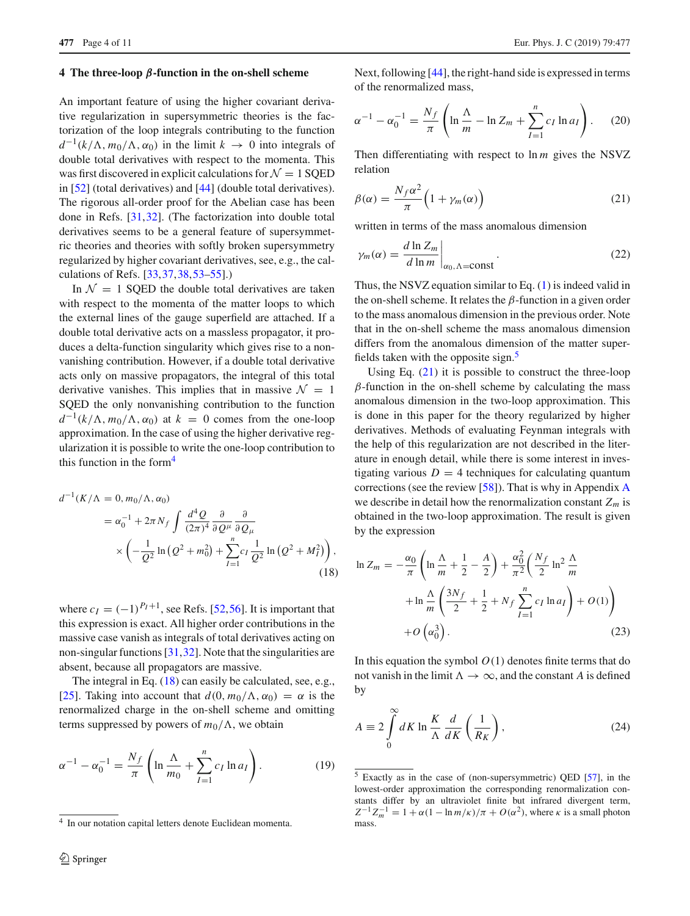## 4 The three-loop $\beta$-function in the on-shell scheme

An important feature of using the higher covariant derivative regularization in supersymmetric theories is the factorization of the loop integrals contributing to the function $d^{-1}(k/\Lambda, m_0/\Lambda, \alpha_0)$ in the limit $k \to 0$ into integrals of double total derivatives with respect to the momenta. This was first discovered in explicit calculations for $\mathcal{N}=1$ SQED in [52] (total derivatives) and [44] (double total derivatives). The rigorous all-order proof for the Abelian case has been done in Refs. [31,32]. (The factorization into double total derivatives seems to be a general feature of supersymmetric theories and theories with softly broken supersymmetry regularized by higher covariant derivatives, see, e.g., the calculations of Refs. [33,37,38,53–55].)

In $\mathcal{N}=1$ SQED the double total derivatives are taken with respect to the momenta of the matter loops to which the external lines of the gauge superfield are attached. If a double total derivative acts on a massless propagator, it produces a delta-function singularity which gives rise to a nonvanishing contribution. However, if a double total derivative acts only on massive propagators, the integral of this total derivative vanishes. This implies that in massive $\mathcal{N}=1$ SQED the only nonvanishing contribution to the function $d^{-1}(k/\Lambda, m_0/\Lambda, \alpha_0)$ at $k=0$ comes from the one-loop approximation. In the case of using the higher derivative regularization it is possible to write the one-loop contribution to this function in the form[4]

$$
\begin{aligned}
d^{-1}&(K/\Lambda=0, m_0/\Lambda, \alpha_0)\\
&= \alpha_0^{-1} + 2\pi N_f \int \frac{d^4 Q}{(2\pi)^4} \frac{\partial}{\partial Q^\mu}\frac{\partial}{\partial Q_\mu}\\
&\quad\times\left(-\frac{1}{Q^2}\ln\left(Q^2+m_0^2\right) + \sum_{I=1}^{n} c_I \frac{1}{Q^2}\ln\left(Q^2+M_I^2\right)\right),
\end{aligned}
\tag{18}
$$

where $c_I = (-1)^{P_I+1}$, see Refs. [52,56]. It is important that this expression is exact. All higher order contributions in the massive case vanish as integrals of total derivatives acting on non-singular functions [31,32]. Note that the singularities are absent, because all propagators are massive.

The integral in Eq. (18) can easily be calculated, see, e.g., [25]. Taking into account that $d(0, m_0/\Lambda, \alpha_0) = \alpha$ is the renormalized charge in the on-shell scheme and omitting terms suppressed by powers of $m_0/\Lambda$, we obtain

$$
\alpha^{-1} - \alpha_0^{-1} = \frac{N_f}{\pi}\left(\ln\frac{\Lambda}{m_0} + \sum_{I=1}^{n} c_I \ln a_I\right).
\tag{19}
$$

Next, following [44], the right-hand side is expressed in terms of the renormalized mass,

$$
\alpha^{-1} - \alpha_0^{-1} = \frac{N_f}{\pi}\left(\ln\frac{\Lambda}{m} - \ln Z_m + \sum_{I=1}^{n} c_I \ln a_I\right).
\tag{20}
$$

Then differentiating with respect to $\ln m$ gives the NSVZ relation

$$
\beta(\alpha) = \frac{N_f \alpha^2}{\pi}\Big(1+\gamma_m(\alpha)\Big)
\tag{21}
$$

written in terms of the mass anomalous dimension

$$
\gamma_m(\alpha) = \frac{d\ln Z_m}{d\ln m}\bigg|_{\alpha_0,\Lambda=\text{const}}.
\tag{22}
$$

Thus, the NSVZ equation similar to Eq. (1) is indeed valid in the on-shell scheme. It relates the $\beta$-function in a given order to the mass anomalous dimension in the previous order. Note that in the on-shell scheme the mass anomalous dimension differs from the anomalous dimension of the matter superfields taken with the opposite sign.[5]

Using Eq. (21) it is possible to construct the three-loop $\beta$-function in the on-shell scheme by calculating the mass anomalous dimension in the two-loop approximation. This is done in this paper for the theory regularized by higher derivatives. Methods of evaluating Feynman integrals with the help of this regularization are not described in the literature in enough detail, while there is some interest in investigating various $D=4$ techniques for calculating quantum corrections (see the review [58]). That is why in Appendix A we describe in detail how the renormalization constant $Z_m$ is obtained in the two-loop approximation. The result is given by the expression

$$
\begin{aligned}
\ln Z_m =& -\frac{\alpha_0}{\pi}\left(\ln\frac{\Lambda}{m} + \frac{1}{2} - \frac{A}{2}\right) + \frac{\alpha_0^2}{\pi^2}\bigg(\frac{N_f}{2}\ln^2\frac{\Lambda}{m}\\
&+ \ln\frac{\Lambda}{m}\left(\frac{3N_f}{2} + \frac{1}{2} + N_f\sum_{I=1}^{n} c_I \ln a_I\right) + O(1)\bigg)\\
&+ O\left(\alpha_0^3\right).
\end{aligned}
\tag{23}
$$

In this equation the symbol $O(1)$ denotes finite terms that do not vanish in the limit $\Lambda \to \infty$, and the constant $A$ is defined by

$$
A \equiv 2\int_0^\infty dK \ln\frac{K}{\Lambda}\frac{d}{dK}\left(\frac{1}{R_K}\right),
\tag{24}
$$

[4] In our notation capital letters denote Euclidean momenta.

[5] Exactly as in the case of (non-supersymmetric) QED [57], in the lowest-order approximation the corresponding renormalization constants differ by an ultraviolet finite but infrared divergent term, $Z^{-1}Z_m^{-1} = 1 + \alpha(1-\ln m/\kappa)/\pi + O(\alpha^2)$, where $\kappa$ is a small photon mass.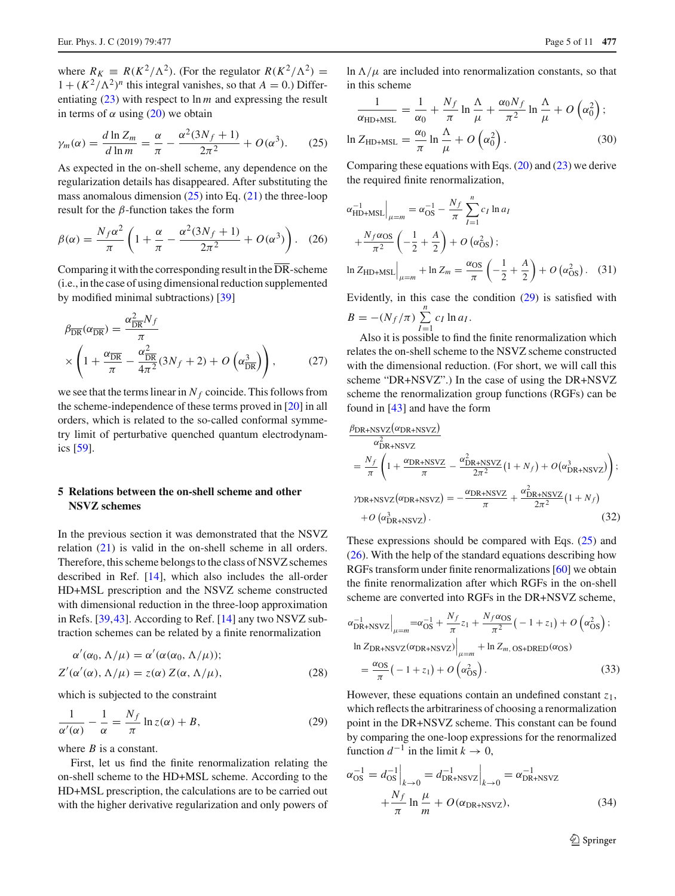where $R_K \equiv R(K^2/\Lambda^2)$. (For the regulator $R(K^2/\Lambda^2) = 1 + (K^2/\Lambda^2)^n$ this integral vanishes, so that $A = 0$.) Differentiating (23) with respect to $\ln m$ and expressing the result in terms of $\alpha$ using (20) we obtain

$$\gamma_m(\alpha) = \frac{d\ln Z_m}{d\ln m} = \frac{\alpha}{\pi} - \frac{\alpha^2(3N_f+1)}{2\pi^2} + O(\alpha^3). \tag{25}$$

As expected in the on-shell scheme, any dependence on the regularization details has disappeared. After substituting the mass anomalous dimension (25) into Eq. (21) the three-loop result for the $\beta$-function takes the form

$$\beta(\alpha) = \frac{N_f\alpha^2}{\pi}\left(1 + \frac{\alpha}{\pi} - \frac{\alpha^2(3N_f+1)}{2\pi^2} + O(\alpha^3)\right). \tag{26}$$

Comparing it with the corresponding result in the $\overline{\text{DR}}$-scheme (i.e., in the case of using dimensional reduction supplemented by modified minimal subtractions) [39]

$$\beta_{\overline{\text{DR}}}(\alpha_{\overline{\text{DR}}}) = \frac{\alpha_{\overline{\text{DR}}}^2 N_f}{\pi} \times \left(1 + \frac{\alpha_{\overline{\text{DR}}}}{\pi} - \frac{\alpha_{\overline{\text{DR}}}^2}{4\pi^2}(3N_f+2) + O\left(\alpha_{\overline{\text{DR}}}^3\right)\right), \tag{27}$$

we see that the terms linear in $N_f$ coincide. This follows from the scheme-independence of these terms proved in [20] in all orders, which is related to the so-called conformal symmetry limit of perturbative quenched quantum electrodynamics [59].

## 5 Relations between the on-shell scheme and other NSVZ schemes

In the previous section it was demonstrated that the NSVZ relation (21) is valid in the on-shell scheme in all orders. Therefore, this scheme belongs to the class of NSVZ schemes described in Ref. [14], which also includes the all-order HD+MSL prescription and the NSVZ scheme constructed with dimensional reduction in the three-loop approximation in Refs. [39,43]. According to Ref. [14] any two NSVZ subtraction schemes can be related by a finite renormalization

$$\alpha'(\alpha_0, \Lambda/\mu) = \alpha'(\alpha(\alpha_0, \Lambda/\mu));$$
$$Z'(\alpha'(\alpha), \Lambda/\mu) = z(\alpha)\, Z(\alpha, \Lambda/\mu), \tag{28}$$

which is subjected to the constraint

$$\frac{1}{\alpha'(\alpha)} - \frac{1}{\alpha} = \frac{N_f}{\pi}\ln z(\alpha) + B, \tag{29}$$

where $B$ is a constant.

First, let us find the finite renormalization relating the on-shell scheme to the HD+MSL scheme. According to the HD+MSL prescription, the calculations are to be carried out with the higher derivative regularization and only powers of $\ln \Lambda/\mu$ are included into renormalization constants, so that in this scheme

$$\frac{1}{\alpha_{\text{HD+MSL}}} = \frac{1}{\alpha_0} + \frac{N_f}{\pi}\ln\frac{\Lambda}{\mu} + \frac{\alpha_0 N_f}{\pi^2}\ln\frac{\Lambda}{\mu} + O\left(\alpha_0^2\right);$$
$$\ln Z_{\text{HD+MSL}} = \frac{\alpha_0}{\pi}\ln\frac{\Lambda}{\mu} + O\left(\alpha_0^2\right). \tag{30}$$

Comparing these equations with Eqs. (20) and (23) we derive the required finite renormalization,

$$\alpha^{-1}_{\text{HD+MSL}}\Big|_{\mu=m} = \alpha_{\text{OS}}^{-1} - \frac{N_f}{\pi}\sum_{I=1}^{n} c_I \ln a_I + \frac{N_f\alpha_{\text{OS}}}{\pi^2}\left(-\frac{1}{2} + \frac{A}{2}\right) + O\left(\alpha_{\text{OS}}^2\right);$$
$$\ln Z_{\text{HD+MSL}}\Big|_{\mu=m} + \ln Z_m = \frac{\alpha_{\text{OS}}}{\pi}\left(-\frac{1}{2} + \frac{A}{2}\right) + O\left(\alpha_{\text{OS}}^2\right). \tag{31}$$

Evidently, in this case the condition (29) is satisfied with $B = -(N_f/\pi)\sum_{I=1}^{n} c_I \ln a_I$.

Also it is possible to find the finite renormalization which relates the on-shell scheme to the NSVZ scheme constructed with the dimensional reduction. (For short, we will call this scheme "DR+NSVZ".) In the case of using the DR+NSVZ scheme the renormalization group functions (RGFs) can be found in [43] and have the form

$$\frac{\beta_{\text{DR+NSVZ}}(\alpha_{\text{DR+NSVZ}})}{\alpha^2_{\text{DR+NSVZ}}} = \frac{N_f}{\pi}\left(1 + \frac{\alpha_{\text{DR+NSVZ}}}{\pi} - \frac{\alpha^2_{\text{DR+NSVZ}}}{2\pi^2}(1+N_f) + O(\alpha^3_{\text{DR+NSVZ}})\right);$$
$$\gamma_{\text{DR+NSVZ}}(\alpha_{\text{DR+NSVZ}}) = -\frac{\alpha_{\text{DR+NSVZ}}}{\pi} + \frac{\alpha^2_{\text{DR+NSVZ}}}{2\pi^2}(1+N_f) + O\left(\alpha^3_{\text{DR+NSVZ}}\right). \tag{32}$$

These expressions should be compared with Eqs. (25) and (26). With the help of the standard equations describing how RGFs transform under finite renormalizations [60] we obtain the finite renormalization after which RGFs in the on-shell scheme are converted into RGFs in the DR+NSVZ scheme,

$$\alpha^{-1}_{\text{DR+NSVZ}}\Big|_{\mu=m} = \alpha_{\text{OS}}^{-1} + \frac{N_f}{\pi}z_1 + \frac{N_f\alpha_{\text{OS}}}{\pi^2}(-1+z_1) + O\left(\alpha_{\text{OS}}^2\right);$$
$$\ln Z_{\text{DR+NSVZ}}(\alpha_{\text{DR+NSVZ}})\Big|_{\mu=m} + \ln Z_{m,\,\text{OS+DRED}}(\alpha_{\text{OS}}) = \frac{\alpha_{\text{OS}}}{\pi}(-1+z_1) + O\left(\alpha_{\text{OS}}^2\right). \tag{33}$$

However, these equations contain an undefined constant $z_1$, which reflects the arbitrariness of choosing a renormalization point in the DR+NSVZ scheme. This constant can be found by comparing the one-loop expressions for the renormalized function $d^{-1}$ in the limit $k \to 0$,

$$\alpha_{\text{OS}}^{-1} = d_{\text{OS}}^{-1}\Big|_{k\to 0} = d^{-1}_{\text{DR+NSVZ}}\Big|_{k\to 0} = \alpha^{-1}_{\text{DR+NSVZ}} + \frac{N_f}{\pi}\ln\frac{\mu}{m} + O(\alpha_{\text{DR+NSVZ}}), \tag{34}$$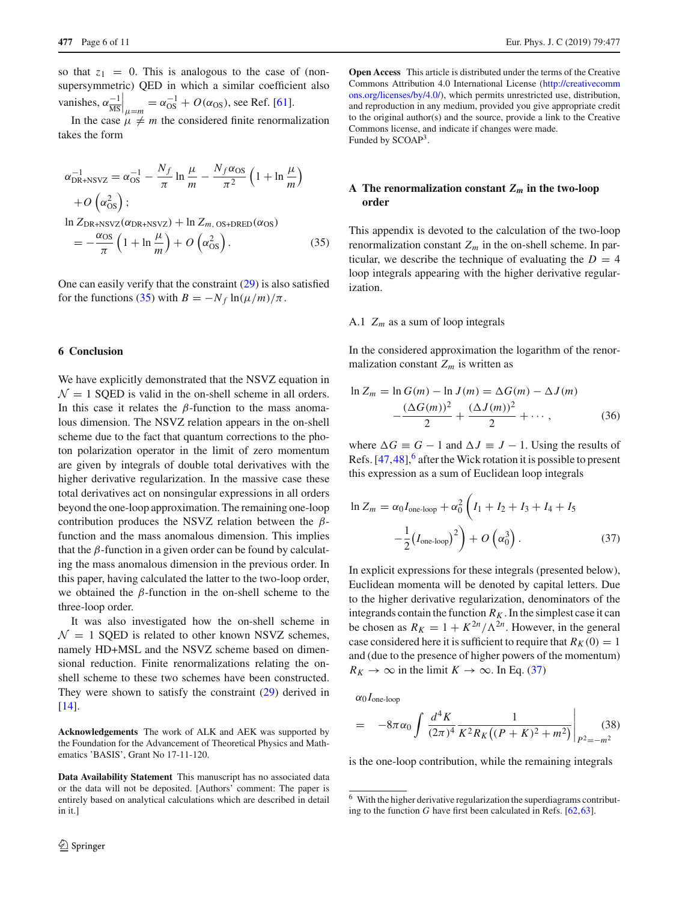so that $z_1 = 0$. This is analogous to the case of (non-supersymmetric) QED in which a similar coefficient also vanishes, $\alpha^{-1}_{\overline{\text{MS}}}\Big|_{\mu=m} = \alpha^{-1}_{\text{OS}} + O(\alpha_{\text{OS}})$, see Ref. [61].

In the case $\mu \neq m$ the considered finite renormalization takes the form

$$
\begin{aligned}
&\alpha^{-1}_{\text{DR+NSVZ}} = \alpha^{-1}_{\text{OS}} - \frac{N_f}{\pi}\ln\frac{\mu}{m} - \frac{N_f \alpha_{\text{OS}}}{\pi^2}\Big(1 + \ln\frac{\mu}{m}\Big) \\
&\quad + O\left(\alpha^2_{\text{OS}}\right); \\
&\ln Z_{\text{DR+NSVZ}}(\alpha_{\text{DR+NSVZ}}) + \ln Z_{m,\,\text{OS+DRED}}(\alpha_{\text{OS}}) \\
&\quad = -\frac{\alpha_{\text{OS}}}{\pi}\Big(1 + \ln\frac{\mu}{m}\Big) + O\left(\alpha^2_{\text{OS}}\right).
\end{aligned}
\tag{35}
$$

One can easily verify that the constraint (29) is also satisfied for the functions (35) with $B = -N_f \ln(\mu/m)/\pi$.

## 6 Conclusion

We have explicitly demonstrated that the NSVZ equation in $\mathcal{N} = 1$ SQED is valid in the on-shell scheme in all orders. In this case it relates the $\beta$-function to the mass anomalous dimension. The NSVZ relation appears in the on-shell scheme due to the fact that quantum corrections to the photon polarization operator in the limit of zero momentum are given by integrals of double total derivatives with the higher derivative regularization. In the massive case these total derivatives act on nonsingular expressions in all orders beyond the one-loop approximation. The remaining one-loop contribution produces the NSVZ relation between the $\beta$-function and the mass anomalous dimension. This implies that the $\beta$-function in a given order can be found by calculating the mass anomalous dimension in the previous order. In this paper, having calculated the latter to the two-loop order, we obtained the $\beta$-function in the on-shell scheme to the three-loop order.

It was also investigated how the on-shell scheme in $\mathcal{N} = 1$ SQED is related to other known NSVZ schemes, namely HD+MSL and the NSVZ scheme based on dimensional reduction. Finite renormalizations relating the on-shell scheme to these two schemes have been constructed. They were shown to satisfy the constraint (29) derived in [14].

**Acknowledgements** The work of ALK and AEK was supported by the Foundation for the Advancement of Theoretical Physics and Mathematics 'BASIS', Grant No 17-11-120.

**Data Availability Statement** This manuscript has no associated data or the data will not be deposited. [Authors' comment: The paper is entirely based on analytical calculations which are described in detail in it.]

**Open Access** This article is distributed under the terms of the Creative Commons Attribution 4.0 International License (http://creativecommons.org/licenses/by/4.0/), which permits unrestricted use, distribution, and reproduction in any medium, provided you give appropriate credit to the original author(s) and the source, provide a link to the Creative Commons license, and indicate if changes were made.
Funded by SCOAP[3].

## A The renormalization constant $Z_m$ in the two-loop order

This appendix is devoted to the calculation of the two-loop renormalization constant $Z_m$ in the on-shell scheme. In particular, we describe the technique of evaluating the $D = 4$ loop integrals appearing with the higher derivative regularization.

### A.1 $Z_m$ as a sum of loop integrals

In the considered approximation the logarithm of the renormalization constant $Z_m$ is written as

$$
\ln Z_m = \ln G(m) - \ln J(m) = \Delta G(m) - \Delta J(m) - \frac{(\Delta G(m))^2}{2} + \frac{(\Delta J(m))^2}{2} + \cdots, \tag{36}
$$

where $\Delta G \equiv G - 1$ and $\Delta J \equiv J - 1$. Using the results of Refs. [47,48],[6] after the Wick rotation it is possible to present this expression as a sum of Euclidean loop integrals

$$
\ln Z_m = \alpha_0 I_{\text{one-loop}} + \alpha_0^2\Big(I_1 + I_2 + I_3 + I_4 + I_5 - \frac{1}{2}\big(I_{\text{one-loop}}\big)^2\Big) + O\left(\alpha_0^3\right). \tag{37}
$$

In explicit expressions for these integrals (presented below), Euclidean momenta will be denoted by capital letters. Due to the higher derivative regularization, denominators of the integrands contain the function $R_K$. In the simplest case it can be chosen as $R_K = 1 + K^{2n}/\Lambda^{2n}$. However, in the general case considered here it is sufficient to require that $R_K(0) = 1$ and (due to the presence of higher powers of the momentum) $R_K \to \infty$ in the limit $K \to \infty$. In Eq. (37)

$$
\alpha_0 I_{\text{one-loop}} = -8\pi\alpha_0 \int \frac{d^4K}{(2\pi)^4} \frac{1}{K^2 R_K\big((P+K)^2 + m^2\big)}\Bigg|_{P^2=-m^2} \tag{38}
$$

is the one-loop contribution, while the remaining integrals

[6] With the higher derivative regularization the superdiagrams contributing to the function $G$ have first been calculated in Refs. [62,63].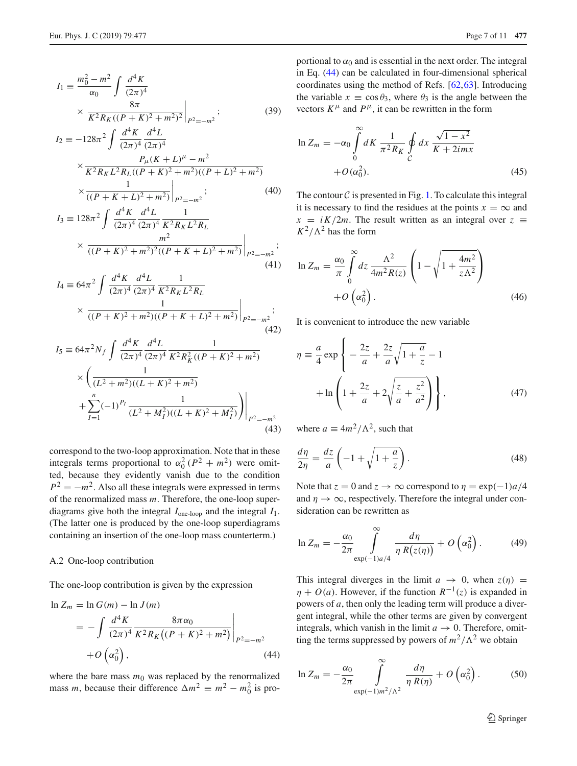$$I_1 \equiv \frac{m_0^2 - m^2}{\alpha_0} \int \frac{d^4K}{(2\pi)^4} \times \frac{8\pi}{K^2 R_K ((P+K)^2 + m^2)^2}\bigg|_{P^2=-m^2}; \qquad (39)$$

$$I_2 \equiv -128\pi^2 \int \frac{d^4K}{(2\pi)^4} \frac{d^4L}{(2\pi)^4} \times \frac{P_\mu (K+L)^\mu - m^2}{K^2 R_K L^2 R_L ((P+K)^2 + m^2)((P+L)^2 + m^2)} \times \frac{1}{((P+K+L)^2 + m^2)}\bigg|_{P^2=-m^2}; \qquad (40)$$

$$I_3 \equiv 128\pi^2 \int \frac{d^4K}{(2\pi)^4} \frac{d^4L}{(2\pi)^4} \frac{1}{K^2 R_K L^2 R_L} \times \frac{m^2}{((P+K)^2 + m^2)^2 ((P+K+L)^2 + m^2)}\bigg|_{P^2=-m^2}; \qquad (41)$$

$$I_4 \equiv 64\pi^2 \int \frac{d^4K}{(2\pi)^4} \frac{d^4L}{(2\pi)^4} \frac{1}{K^2 R_K L^2 R_L} \times \frac{1}{((P+K)^2 + m^2)((P+K+L)^2 + m^2)}\bigg|_{P^2=-m^2}; \qquad (42)$$

$$I_5 \equiv 64\pi^2 N_f \int \frac{d^4K}{(2\pi)^4} \frac{d^4L}{(2\pi)^4} \frac{1}{K^2 R_K^2 ((P+K)^2 + m^2)} \times \left( \frac{1}{(L^2 + m^2)((L+K)^2 + m^2)} + \sum_{I=1}^{n} (-1)^{P_I} \frac{1}{(L^2 + M_I^2)((L+K)^2 + M_I^2)} \right)\bigg|_{P^2=-m^2} \qquad (43)$$

correspond to the two-loop approximation. Note that in these integrals terms proportional to $\alpha_0^2 (P^2 + m^2)$ were omitted, because they evidently vanish due to the condition $P^2 = -m^2$. Also all these integrals were expressed in terms of the renormalized mass $m$. Therefore, the one-loop superdiagrams give both the integral $I_{\text{one-loop}}$ and the integral $I_1$. (The latter one is produced by the one-loop superdiagrams containing an insertion of the one-loop mass counterterm.)

### A.2 One-loop contribution

The one-loop contribution is given by the expression

$$\ln Z_m = \ln G(m) - \ln J(m) = -\int \frac{d^4K}{(2\pi)^4} \frac{8\pi\alpha_0}{K^2 R_K \big((P+K)^2 + m^2\big)}\bigg|_{P^2=-m^2} + O\left(\alpha_0^2\right), \qquad (44)$$

where the bare mass $m_0$ was replaced by the renormalized mass $m$, because their difference $\Delta m^2 \equiv m^2 - m_0^2$ is proportional to $\alpha_0$ and is essential in the next order. The integral in Eq. (44) can be calculated in four-dimensional spherical coordinates using the method of Refs. [62,63]. Introducing the variable $x \equiv \cos\theta_3$, where $\theta_3$ is the angle between the vectors $K^\mu$ and $P^\mu$, it can be rewritten in the form

$$\ln Z_m = -\alpha_0 \int_0^\infty dK \, \frac{1}{\pi^2 R_K} \oint_{\mathcal{C}} dx \, \frac{\sqrt{1-x^2}}{K + 2imx} + O(\alpha_0^2). \qquad (45)$$

The contour $\mathcal{C}$ is presented in Fig. 1. To calculate this integral it is necessary to find the residues at the points $x = \infty$ and $x = iK/2m$. The result written as an integral over $z \equiv K^2/\Lambda^2$ has the form

$$\ln Z_m = \frac{\alpha_0}{\pi} \int_0^\infty dz \, \frac{\Lambda^2}{4m^2 R(z)} \left( 1 - \sqrt{1 + \frac{4m^2}{z\Lambda^2}} \right) + O\left(\alpha_0^2\right). \qquad (46)$$

It is convenient to introduce the new variable

$$\eta \equiv \frac{a}{4} \exp\left\{ -\frac{2z}{a} + \frac{2z}{a}\sqrt{1 + \frac{a}{z}} - 1 + \ln\left( 1 + \frac{2z}{a} + 2\sqrt{\frac{z}{a} + \frac{z^2}{a^2}} \right) \right\}, \qquad (47)$$

where $a \equiv 4m^2/\Lambda^2$, such that

$$\frac{d\eta}{2\eta} = \frac{dz}{a}\left( -1 + \sqrt{1 + \frac{a}{z}} \right). \qquad (48)$$

Note that $z = 0$ and $z \to \infty$ correspond to $\eta = \exp(-1)a/4$ and $\eta \to \infty$, respectively. Therefore the integral under consideration can be rewritten as

$$\ln Z_m = -\frac{\alpha_0}{2\pi} \int_{\exp(-1)a/4}^{\infty} \frac{d\eta}{\eta \, R\big(z(\eta)\big)} + O\left(\alpha_0^2\right). \qquad (49)$$

This integral diverges in the limit $a \to 0$, when $z(\eta) = \eta + O(a)$. However, if the function $R^{-1}(z)$ is expanded in powers of $a$, then only the leading term will produce a divergent integral, while the other terms are given by convergent integrals, which vanish in the limit $a \to 0$. Therefore, omitting the terms suppressed by powers of $m^2/\Lambda^2$ we obtain

$$\ln Z_m = -\frac{\alpha_0}{2\pi} \int_{\exp(-1)m^2/\Lambda^2}^{\infty} \frac{d\eta}{\eta \, R(\eta)} + O\left(\alpha_0^2\right). \qquad (50)$$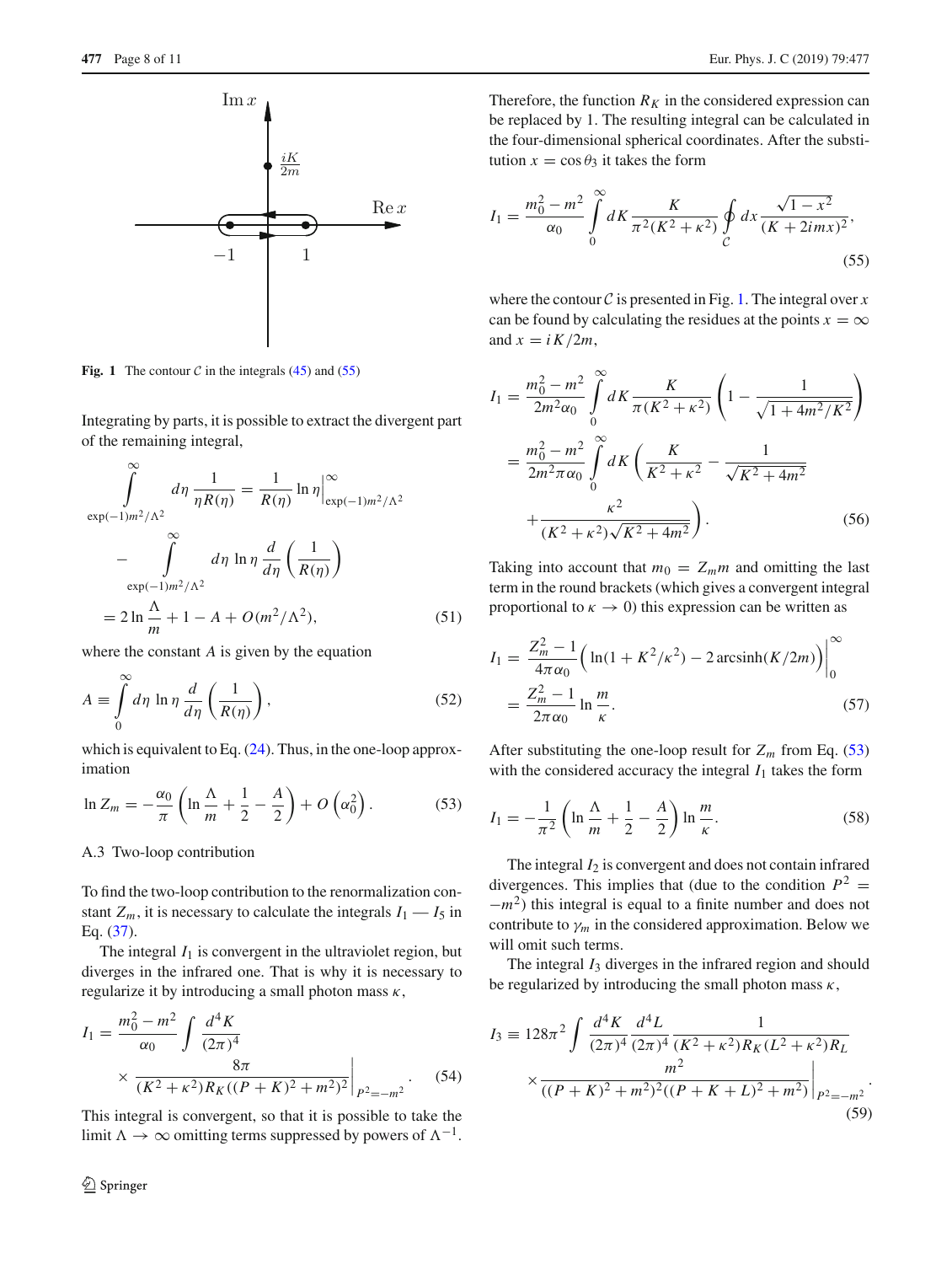**Fig. 1** The contour $\mathcal{C}$ in the integrals (45) and (55)

Integrating by parts, it is possible to extract the divergent part of the remaining integral,

$$
\int\limits_{\exp(-1)m^2/\Lambda^2}^{\infty} d\eta\, \frac{1}{\eta R(\eta)} = \frac{1}{R(\eta)} \ln\eta \Big|_{\exp(-1)m^2/\Lambda^2}^{\infty} - \int\limits_{\exp(-1)m^2/\Lambda^2}^{\infty} d\eta\, \ln\eta\, \frac{d}{d\eta}\left(\frac{1}{R(\eta)}\right)
$$
$$
= 2\ln\frac{\Lambda}{m} + 1 - A + O(m^2/\Lambda^2), \tag{51}
$$

where the constant $A$ is given by the equation

$$
A \equiv \int\limits_0^\infty d\eta\, \ln\eta\, \frac{d}{d\eta}\left(\frac{1}{R(\eta)}\right), \tag{52}
$$

which is equivalent to Eq. (24). Thus, in the one-loop approximation

$$
\ln Z_m = -\frac{\alpha_0}{\pi}\left(\ln\frac{\Lambda}{m} + \frac{1}{2} - \frac{A}{2}\right) + O\left(\alpha_0^2\right). \tag{53}
$$

### A.3 Two-loop contribution

To find the two-loop contribution to the renormalization constant $Z_m$, it is necessary to calculate the integrals $I_1$ — $I_5$ in Eq. (37).

The integral $I_1$ is convergent in the ultraviolet region, but diverges in the infrared one. That is why it is necessary to regularize it by introducing a small photon mass $\kappa$,

$$
I_1 = \frac{m_0^2 - m^2}{\alpha_0} \int \frac{d^4K}{(2\pi)^4} \times \frac{8\pi}{(K^2+\kappa^2)R_K((P+K)^2+m^2)^2}\Big|_{P^2=-m^2}. \tag{54}
$$

This integral is convergent, so that it is possible to take the limit $\Lambda \to \infty$ omitting terms suppressed by powers of $\Lambda^{-1}$. Therefore, the function $R_K$ in the considered expression can be replaced by 1. The resulting integral can be calculated in the four-dimensional spherical coordinates. After the substitution $x = \cos\theta_3$ it takes the form

$$
I_1 = \frac{m_0^2 - m^2}{\alpha_0} \int\limits_0^\infty dK\, \frac{K}{\pi^2(K^2+\kappa^2)} \oint\limits_{\mathcal{C}} dx\, \frac{\sqrt{1-x^2}}{(K+2imx)^2}, \tag{55}
$$

where the contour $\mathcal{C}$ is presented in Fig. 1. The integral over $x$ can be found by calculating the residues at the points $x = \infty$ and $x = iK/2m$,

$$
I_1 = \frac{m_0^2 - m^2}{2m^2\alpha_0} \int\limits_0^\infty dK\, \frac{K}{\pi(K^2+\kappa^2)}\left(1 - \frac{1}{\sqrt{1+4m^2/K^2}}\right)
$$
$$
= \frac{m_0^2 - m^2}{2m^2\pi\alpha_0} \int\limits_0^\infty dK\left(\frac{K}{K^2+\kappa^2} - \frac{1}{\sqrt{K^2+4m^2}} + \frac{\kappa^2}{(K^2+\kappa^2)\sqrt{K^2+4m^2}}\right). \tag{56}
$$

Taking into account that $m_0 = Z_m m$ and omitting the last term in the round brackets (which gives a convergent integral proportional to $\kappa \to 0$) this expression can be written as

$$
I_1 = \frac{Z_m^2 - 1}{4\pi\alpha_0}\Big(\ln(1+K^2/\kappa^2) - 2\,\mathrm{arcsinh}(K/2m)\Big)\Big|_0^\infty
$$
$$
= \frac{Z_m^2 - 1}{2\pi\alpha_0} \ln\frac{m}{\kappa}. \tag{57}
$$

After substituting the one-loop result for $Z_m$ from Eq. (53) with the considered accuracy the integral $I_1$ takes the form

$$
I_1 = -\frac{1}{\pi^2}\left(\ln\frac{\Lambda}{m} + \frac{1}{2} - \frac{A}{2}\right)\ln\frac{m}{\kappa}. \tag{58}
$$

The integral $I_2$ is convergent and does not contain infrared divergences. This implies that (due to the condition $P^2 = -m^2$) this integral is equal to a finite number and does not contribute to $\gamma_m$ in the considered approximation. Below we will omit such terms.

The integral $I_3$ diverges in the infrared region and should be regularized by introducing the small photon mass $\kappa$,

$$
I_3 \equiv 128\pi^2 \int \frac{d^4K}{(2\pi)^4}\frac{d^4L}{(2\pi)^4} \frac{1}{(K^2+\kappa^2)R_K(L^2+\kappa^2)R_L} \times \frac{m^2}{((P+K)^2+m^2)^2((P+K+L)^2+m^2)}\Big|_{P^2=-m^2}. \tag{59}
$$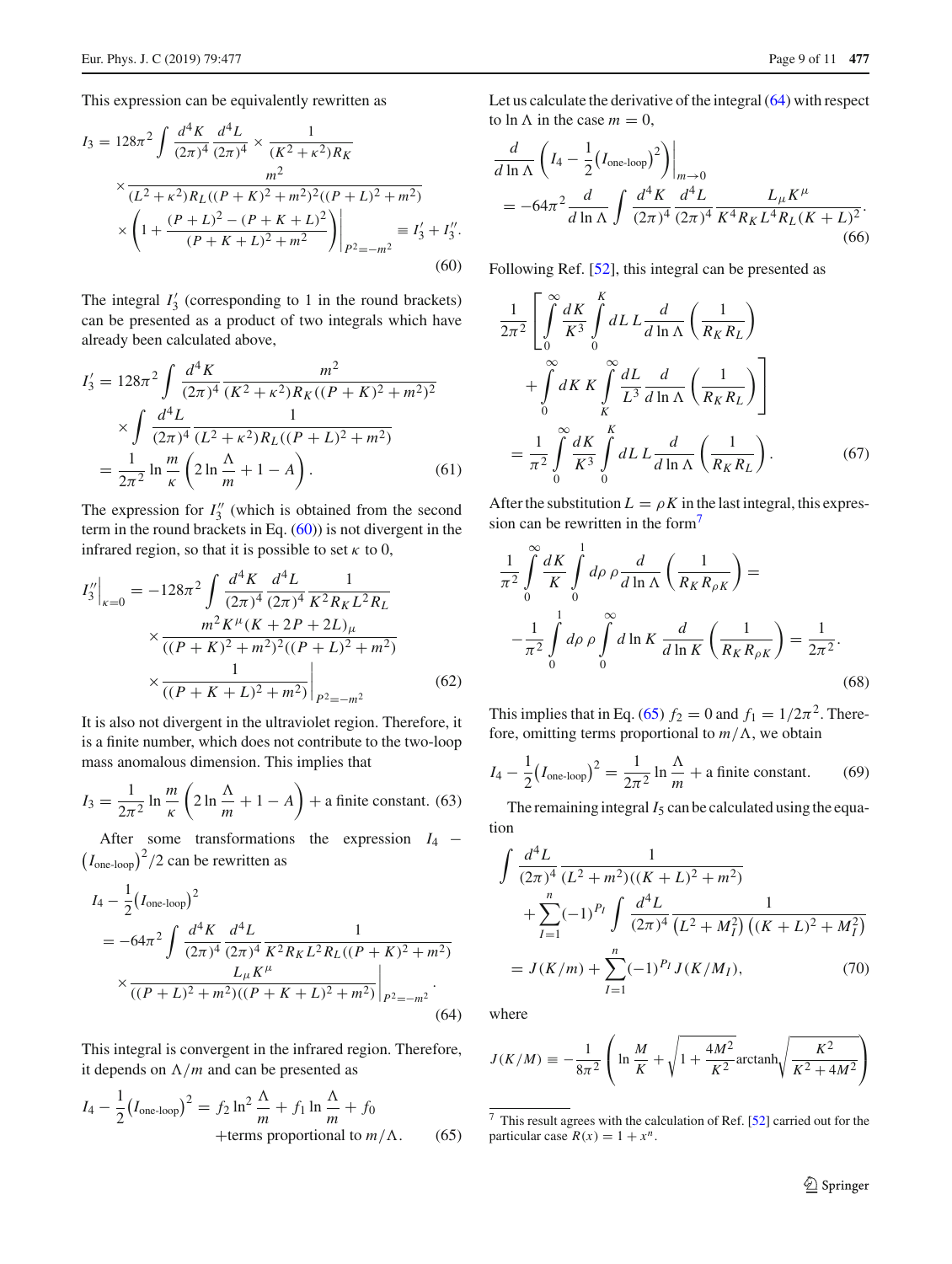This expression can be equivalently rewritten as

$$I_3 = 128\pi^2 \int \frac{d^4K}{(2\pi)^4}\frac{d^4L}{(2\pi)^4} \times \frac{1}{(K^2+\kappa^2)R_K} \times \frac{m^2}{(L^2+\kappa^2)R_L((P+K)^2+m^2)^2((P+L)^2+m^2)} \times \left(1+\frac{(P+L)^2-(P+K+L)^2}{(P+K+L)^2+m^2}\right)\Bigg|_{P^2=-m^2} \equiv I_3' + I_3''. \tag{60}$$

The integral $I_3'$ (corresponding to 1 in the round brackets) can be presented as a product of two integrals which have already been calculated above,

$$I_3' = 128\pi^2 \int \frac{d^4K}{(2\pi)^4}\frac{m^2}{(K^2+\kappa^2)R_K((P+K)^2+m^2)^2} \times \int \frac{d^4L}{(2\pi)^4}\frac{1}{(L^2+\kappa^2)R_L((P+L)^2+m^2)} = \frac{1}{2\pi^2}\ln\frac{m}{\kappa}\left(2\ln\frac{\Lambda}{m}+1-A\right). \tag{61}$$

The expression for $I_3''$ (which is obtained from the second term in the round brackets in Eq. (60)) is not divergent in the infrared region, so that it is possible to set $\kappa$ to 0,

$$I_3''\Big|_{\kappa=0} = -128\pi^2 \int \frac{d^4K}{(2\pi)^4}\frac{d^4L}{(2\pi)^4}\frac{1}{K^2R_KL^2R_L} \times \frac{m^2K^\mu(K+2P+2L)_\mu}{((P+K)^2+m^2)^2((P+L)^2+m^2)} \times \frac{1}{((P+K+L)^2+m^2)}\Bigg|_{P^2=-m^2} \tag{62}$$

It is also not divergent in the ultraviolet region. Therefore, it is a finite number, which does not contribute to the two-loop mass anomalous dimension. This implies that

$$I_3 = \frac{1}{2\pi^2}\ln\frac{m}{\kappa}\left(2\ln\frac{\Lambda}{m}+1-A\right) + \text{a finite constant}. \tag{63}$$

After some transformations the expression $I_4 - (I_{\text{one-loop}})^2/2$ can be rewritten as

$$I_4 - \frac{1}{2}(I_{\text{one-loop}})^2 = -64\pi^2 \int \frac{d^4K}{(2\pi)^4}\frac{d^4L}{(2\pi)^4}\frac{1}{K^2R_KL^2R_L((P+K)^2+m^2)} \times \frac{L_\mu K^\mu}{((P+L)^2+m^2)((P+K+L)^2+m^2)}\Bigg|_{P^2=-m^2}. \tag{64}$$

This integral is convergent in the infrared region. Therefore, it depends on $\Lambda/m$ and can be presented as

$$I_4 - \frac{1}{2}(I_{\text{one-loop}})^2 = f_2\ln^2\frac{\Lambda}{m} + f_1\ln\frac{\Lambda}{m} + f_0 + \text{terms proportional to } m/\Lambda. \tag{65}$$

Let us calculate the derivative of the integral (64) with respect to $\ln\Lambda$ in the case $m=0$,

$$\frac{d}{d\ln\Lambda}\left(I_4 - \frac{1}{2}(I_{\text{one-loop}})^2\right)\Big|_{m\to 0} = -64\pi^2\frac{d}{d\ln\Lambda}\int\frac{d^4K}{(2\pi)^4}\frac{d^4L}{(2\pi)^4}\frac{L_\mu K^\mu}{K^4R_KL^4R_L(K+L)^2}. \tag{66}$$

Following Ref. [52], this integral can be presented as

$$\frac{1}{2\pi^2}\left[\int\limits_0^\infty\frac{dK}{K^3}\int\limits_0^K dL\, L\frac{d}{d\ln\Lambda}\left(\frac{1}{R_KR_L}\right) + \int\limits_0^\infty dK\, K\int\limits_K^\infty\frac{dL}{L^3}\frac{d}{d\ln\Lambda}\left(\frac{1}{R_KR_L}\right)\right] = \frac{1}{\pi^2}\int\limits_0^\infty\frac{dK}{K^3}\int\limits_0^K dL\, L\frac{d}{d\ln\Lambda}\left(\frac{1}{R_KR_L}\right). \tag{67}$$

After the substitution $L=\rho K$ in the last integral, this expression can be rewritten in the form[7]

$$\frac{1}{\pi^2}\int\limits_0^\infty\frac{dK}{K}\int\limits_0^1 d\rho\,\rho\frac{d}{d\ln\Lambda}\left(\frac{1}{R_KR_{\rho K}}\right) = -\frac{1}{\pi^2}\int\limits_0^1 d\rho\,\rho\int\limits_0^\infty d\ln K\frac{d}{d\ln K}\left(\frac{1}{R_KR_{\rho K}}\right) = \frac{1}{2\pi^2}. \tag{68}$$

This implies that in Eq. (65) $f_2=0$ and $f_1=1/2\pi^2$. Therefore, omitting terms proportional to $m/\Lambda$, we obtain

$$I_4 - \frac{1}{2}(I_{\text{one-loop}})^2 = \frac{1}{2\pi^2}\ln\frac{\Lambda}{m} + \text{a finite constant}. \tag{69}$$

The remaining integral $I_5$ can be calculated using the equation

$$\int\frac{d^4L}{(2\pi)^4}\frac{1}{(L^2+m^2)((K+L)^2+m^2)} + \sum_{I=1}^n(-1)^{P_I}\int\frac{d^4L}{(2\pi)^4}\frac{1}{\left(L^2+M_I^2\right)\left((K+L)^2+M_I^2\right)} = J(K/m) + \sum_{I=1}^n(-1)^{P_I}J(K/M_I), \tag{70}$$

where

$$J(K/M) \equiv -\frac{1}{8\pi^2}\left(\ln\frac{M}{K} + \sqrt{1+\frac{4M^2}{K^2}}\,\text{arctanh}\sqrt{\frac{K^2}{K^2+4M^2}}\right)$$

[7] This result agrees with the calculation of Ref. [52] carried out for the particular case $R(x) = 1 + x^n$.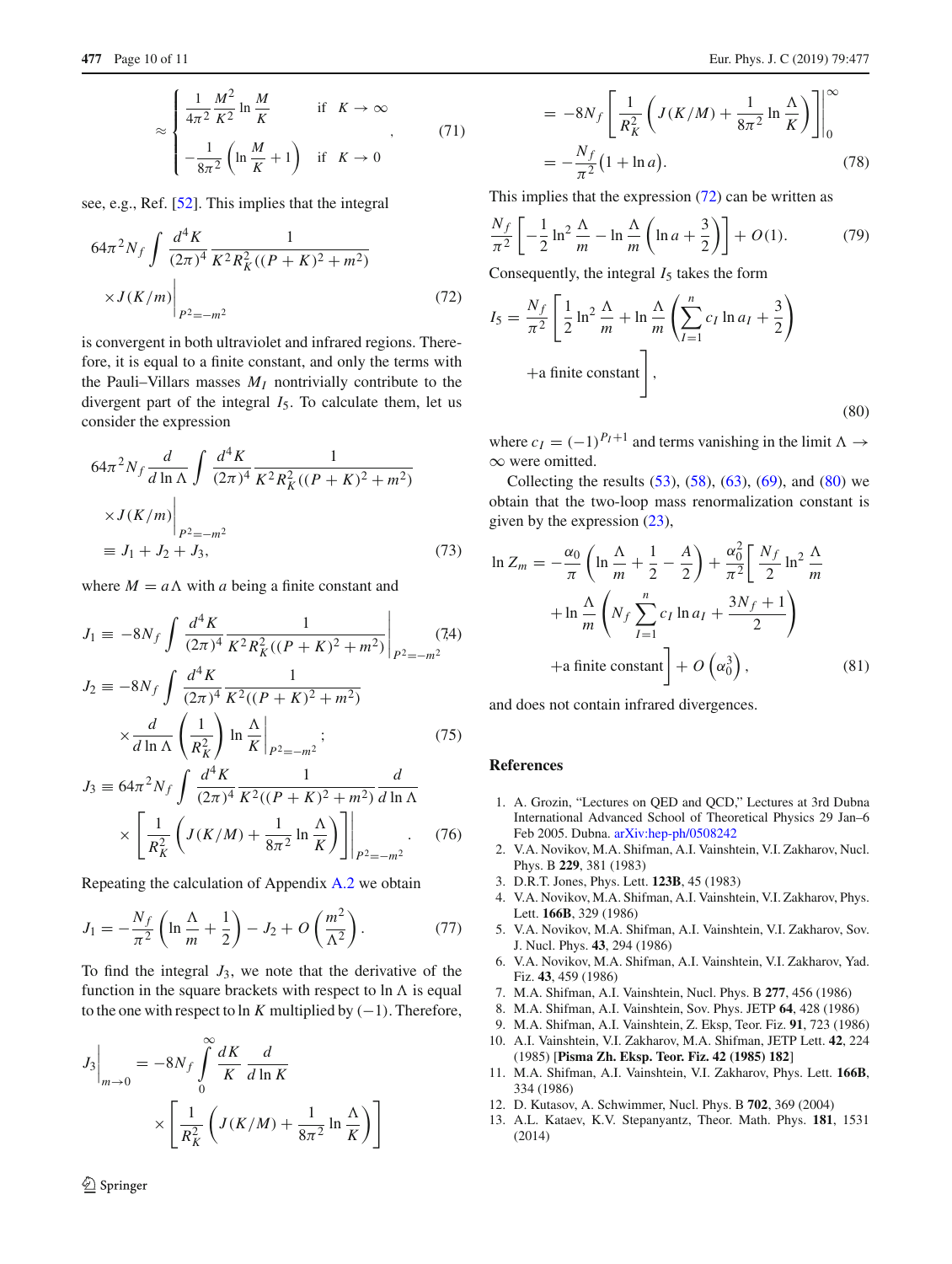$$
\approx \begin{cases} \dfrac{1}{4\pi^2}\dfrac{M^2}{K^2}\ln\dfrac{M}{K} & \text{if} \quad K\to\infty \\ -\dfrac{1}{8\pi^2}\Big(\ln\dfrac{M}{K}+1\Big) & \text{if} \quad K\to 0 \end{cases}, \tag{71}
$$

see, e.g., Ref. [52]. This implies that the integral

$$
64\pi^2 N_f \int \frac{d^4K}{(2\pi)^4}\frac{1}{K^2R_K^2((P+K)^2+m^2)} \times J(K/m)\Big|_{P^2=-m^2} \tag{72}
$$

is convergent in both ultraviolet and infrared regions. Therefore, it is equal to a finite constant, and only the terms with the Pauli–Villars masses $M_I$ nontrivially contribute to the divergent part of the integral $I_5$. To calculate them, let us consider the expression

$$
64\pi^2 N_f \frac{d}{d\ln\Lambda}\int \frac{d^4K}{(2\pi)^4}\frac{1}{K^2R_K^2((P+K)^2+m^2)} \times J(K/m)\Big|_{P^2=-m^2} \equiv J_1+J_2+J_3, \tag{73}
$$

where $M=a\Lambda$ with $a$ being a finite constant and

$$
J_1 \equiv -8N_f\int\frac{d^4K}{(2\pi)^4}\frac{1}{K^2R_K^2((P+K)^2+m^2)}\Big|_{P^2=-m^2} \tag{74}
$$

$$
J_2 \equiv -8N_f\int\frac{d^4K}{(2\pi)^4}\frac{1}{K^2((P+K)^2+m^2)} \times\frac{d}{d\ln\Lambda}\Big(\frac{1}{R_K^2}\Big)\ln\frac{\Lambda}{K}\Big|_{P^2=-m^2}; \tag{75}
$$

$$
J_3 \equiv 64\pi^2 N_f\int\frac{d^4K}{(2\pi)^4}\frac{1}{K^2((P+K)^2+m^2)}\frac{d}{d\ln\Lambda} \times\Big[\frac{1}{R_K^2}\Big(J(K/M)+\frac{1}{8\pi^2}\ln\frac{\Lambda}{K}\Big)\Big]\Big|_{P^2=-m^2}. \tag{76}
$$

Repeating the calculation of Appendix A.2 we obtain

$$
J_1 = -\frac{N_f}{\pi^2}\Big(\ln\frac{\Lambda}{m}+\frac{1}{2}\Big)-J_2+O\Big(\frac{m^2}{\Lambda^2}\Big). \tag{77}
$$

To find the integral $J_3$, we note that the derivative of the function in the square brackets with respect to $\ln\Lambda$ is equal to the one with respect to $\ln K$ multiplied by $(-1)$. Therefore,

$$
J_3\Big|_{m\to0} = -8N_f\int\limits_0^\infty\frac{dK}{K}\frac{d}{d\ln K} \times\Big[\frac{1}{R_K^2}\Big(J(K/M)+\frac{1}{8\pi^2}\ln\frac{\Lambda}{K}\Big)\Big]
$$

$$
= -8N_f\Big[\frac{1}{R_K^2}\Big(J(K/M)+\frac{1}{8\pi^2}\ln\frac{\Lambda}{K}\Big)\Big]\Big|_0^\infty = -\frac{N_f}{\pi^2}\big(1+\ln a\big). \tag{78}
$$

This implies that the expression (72) can be written as

$$
\frac{N_f}{\pi^2}\Big[-\frac{1}{2}\ln^2\frac{\Lambda}{m}-\ln\frac{\Lambda}{m}\Big(\ln a+\frac{3}{2}\Big)\Big]+O(1). \tag{79}
$$

Consequently, the integral $I_5$ takes the form

$$
I_5 = \frac{N_f}{\pi^2}\Big[\frac{1}{2}\ln^2\frac{\Lambda}{m}+\ln\frac{\Lambda}{m}\Big(\sum_{I=1}^n c_I\ln a_I+\frac{3}{2}\Big) +\text{a finite constant}\Big], \tag{80}
$$

where $c_I=(-1)^{P_I+1}$ and terms vanishing in the limit $\Lambda\to\infty$ were omitted.

Collecting the results (53), (58), (63), (69), and (80) we obtain that the two-loop mass renormalization constant is given by the expression (23),

$$
\ln Z_m = -\frac{\alpha_0}{\pi}\Big(\ln\frac{\Lambda}{m}+\frac{1}{2}-\frac{A}{2}\Big)+\frac{\alpha_0^2}{\pi^2}\Big[\frac{N_f}{2}\ln^2\frac{\Lambda}{m} +\ln\frac{\Lambda}{m}\Big(N_f\sum_{I=1}^n c_I\ln a_I+\frac{3N_f+1}{2}\Big) +\text{a finite constant}\Big]+O\big(\alpha_0^3\big), \tag{81}
$$

and does not contain infrared divergences.

## References

1. A. Grozin, "Lectures on QED and QCD," Lectures at 3rd Dubna International Advanced School of Theoretical Physics 29 Jan–6 Feb 2005. Dubna. arXiv:hep-ph/0508242
2. V.A. Novikov, M.A. Shifman, A.I. Vainshtein, V.I. Zakharov, Nucl. Phys. B **229**, 381 (1983)
3. D.R.T. Jones, Phys. Lett. **123B**, 45 (1983)
4. V.A. Novikov, M.A. Shifman, A.I. Vainshtein, V.I. Zakharov, Phys. Lett. **166B**, 329 (1986)
5. V.A. Novikov, M.A. Shifman, A.I. Vainshtein, V.I. Zakharov, Sov. J. Nucl. Phys. **43**, 294 (1986)
6. V.A. Novikov, M.A. Shifman, A.I. Vainshtein, V.I. Zakharov, Yad. Fiz. **43**, 459 (1986)
7. M.A. Shifman, A.I. Vainshtein, Nucl. Phys. B **277**, 456 (1986)
8. M.A. Shifman, A.I. Vainshtein, Sov. Phys. JETP **64**, 428 (1986)
9. M.A. Shifman, A.I. Vainshtein, Z. Eksp, Teor. Fiz. **91**, 723 (1986)
10. A.I. Vainshtein, V.I. Zakharov, M.A. Shifman, JETP Lett. **42**, 224 (1985) [**Pisma Zh. Eksp. Teor. Fiz. 42 (1985) 182**]
11. M.A. Shifman, A.I. Vainshtein, V.I. Zakharov, Phys. Lett. **166B**, 334 (1986)
12. D. Kutasov, A. Schwimmer, Nucl. Phys. B **702**, 369 (2004)
13. A.L. Kataev, K.V. Stepanyantz, Theor. Math. Phys. **181**, 1531 (2014)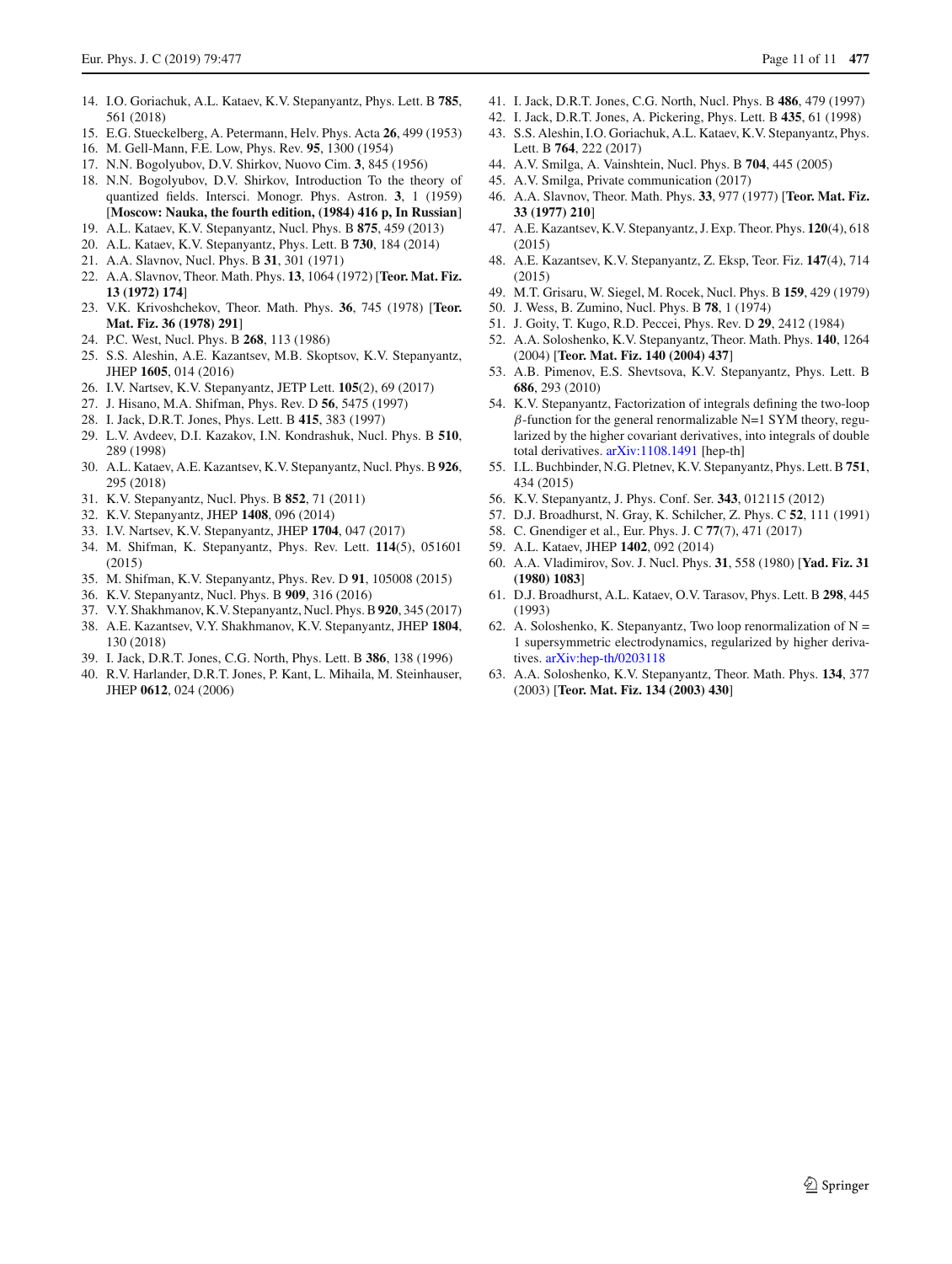14. I.O. Goriachuk, A.L. Kataev, K.V. Stepanyantz, Phys. Lett. B **785**, 561 (2018)
15. E.G. Stueckelberg, A. Petermann, Helv. Phys. Acta **26**, 499 (1953)
16. M. Gell-Mann, F.E. Low, Phys. Rev. **95**, 1300 (1954)
17. N.N. Bogolyubov, D.V. Shirkov, Nuovo Cim. **3**, 845 (1956)
18. N.N. Bogolyubov, D.V. Shirkov, Introduction To the theory of quantized fields. Intersci. Monogr. Phys. Astron. **3**, 1 (1959) [**Moscow: Nauka, the fourth edition, (1984) 416 p, In Russian**]
19. A.L. Kataev, K.V. Stepanyantz, Nucl. Phys. B **875**, 459 (2013)
20. A.L. Kataev, K.V. Stepanyantz, Phys. Lett. B **730**, 184 (2014)
21. A.A. Slavnov, Nucl. Phys. B **31**, 301 (1971)
22. A.A. Slavnov, Theor. Math. Phys. **13**, 1064 (1972) [**Teor. Mat. Fiz. 13 (1972) 174**]
23. V.K. Krivoshchekov, Theor. Math. Phys. **36**, 745 (1978) [**Teor. Mat. Fiz. 36 (1978) 291**]
24. P.C. West, Nucl. Phys. B **268**, 113 (1986)
25. S.S. Aleshin, A.E. Kazantsev, M.B. Skoptsov, K.V. Stepanyantz, JHEP **1605**, 014 (2016)
26. I.V. Nartsev, K.V. Stepanyantz, JETP Lett. **105**(2), 69 (2017)
27. J. Hisano, M.A. Shifman, Phys. Rev. D **56**, 5475 (1997)
28. I. Jack, D.R.T. Jones, Phys. Lett. B **415**, 383 (1997)
29. L.V. Avdeev, D.I. Kazakov, I.N. Kondrashuk, Nucl. Phys. B **510**, 289 (1998)
30. A.L. Kataev, A.E. Kazantsev, K.V. Stepanyantz, Nucl. Phys. B **926**, 295 (2018)
31. K.V. Stepanyantz, Nucl. Phys. B **852**, 71 (2011)
32. K.V. Stepanyantz, JHEP **1408**, 096 (2014)
33. I.V. Nartsev, K.V. Stepanyantz, JHEP **1704**, 047 (2017)
34. M. Shifman, K. Stepanyantz, Phys. Rev. Lett. **114**(5), 051601 (2015)
35. M. Shifman, K.V. Stepanyantz, Phys. Rev. D **91**, 105008 (2015)
36. K.V. Stepanyantz, Nucl. Phys. B **909**, 316 (2016)
37. V.Y. Shakhmanov, K.V. Stepanyantz, Nucl. Phys. B **920**, 345 (2017)
38. A.E. Kazantsev, V.Y. Shakhmanov, K.V. Stepanyantz, JHEP **1804**, 130 (2018)
39. I. Jack, D.R.T. Jones, C.G. North, Phys. Lett. B **386**, 138 (1996)
40. R.V. Harlander, D.R.T. Jones, P. Kant, L. Mihaila, M. Steinhauser, JHEP **0612**, 024 (2006)
41. I. Jack, D.R.T. Jones, C.G. North, Nucl. Phys. B **486**, 479 (1997)
42. I. Jack, D.R.T. Jones, A. Pickering, Phys. Lett. B **435**, 61 (1998)
43. S.S. Aleshin, I.O. Goriachuk, A.L. Kataev, K.V. Stepanyantz, Phys. Lett. B **764**, 222 (2017)
44. A.V. Smilga, A. Vainshtein, Nucl. Phys. B **704**, 445 (2005)
45. A.V. Smilga, Private communication (2017)
46. A.A. Slavnov, Theor. Math. Phys. **33**, 977 (1977) [**Teor. Mat. Fiz. 33 (1977) 210**]
47. A.E. Kazantsev, K.V. Stepanyantz, J. Exp. Theor. Phys. **120**(4), 618 (2015)
48. A.E. Kazantsev, K.V. Stepanyantz, Z. Eksp, Teor. Fiz. **147**(4), 714 (2015)
49. M.T. Grisaru, W. Siegel, M. Rocek, Nucl. Phys. B **159**, 429 (1979)
50. J. Wess, B. Zumino, Nucl. Phys. B **78**, 1 (1974)
51. J. Goity, T. Kugo, R.D. Peccei, Phys. Rev. D **29**, 2412 (1984)
52. A.A. Soloshenko, K.V. Stepanyantz, Theor. Math. Phys. **140**, 1264 (2004) [**Teor. Mat. Fiz. 140 (2004) 437**]
53. A.B. Pimenov, E.S. Shevtsova, K.V. Stepanyantz, Phys. Lett. B **686**, 293 (2010)
54. K.V. Stepanyantz, Factorization of integrals defining the two-loop $\beta$-function for the general renormalizable N=1 SYM theory, regularized by the higher covariant derivatives, into integrals of double total derivatives. arXiv:1108.1491 [hep-th]
55. I.L. Buchbinder, N.G. Pletnev, K.V. Stepanyantz, Phys. Lett. B **751**, 434 (2015)
56. K.V. Stepanyantz, J. Phys. Conf. Ser. **343**, 012115 (2012)
57. D.J. Broadhurst, N. Gray, K. Schilcher, Z. Phys. C **52**, 111 (1991)
58. C. Gnendiger et al., Eur. Phys. J. C **77**(7), 471 (2017)
59. A.L. Kataev, JHEP **1402**, 092 (2014)
60. A.A. Vladimirov, Sov. J. Nucl. Phys. **31**, 558 (1980) [**Yad. Fiz. 31 (1980) 1083**]
61. D.J. Broadhurst, A.L. Kataev, O.V. Tarasov, Phys. Lett. B **298**, 445 (1993)
62. A. Soloshenko, K. Stepanyantz, Two loop renormalization of N = 1 supersymmetric electrodynamics, regularized by higher derivatives. arXiv:hep-th/0203118
63. A.A. Soloshenko, K.V. Stepanyantz, Theor. Math. Phys. **134**, 377 (2003) [**Teor. Mat. Fiz. 134 (2003) 430**]